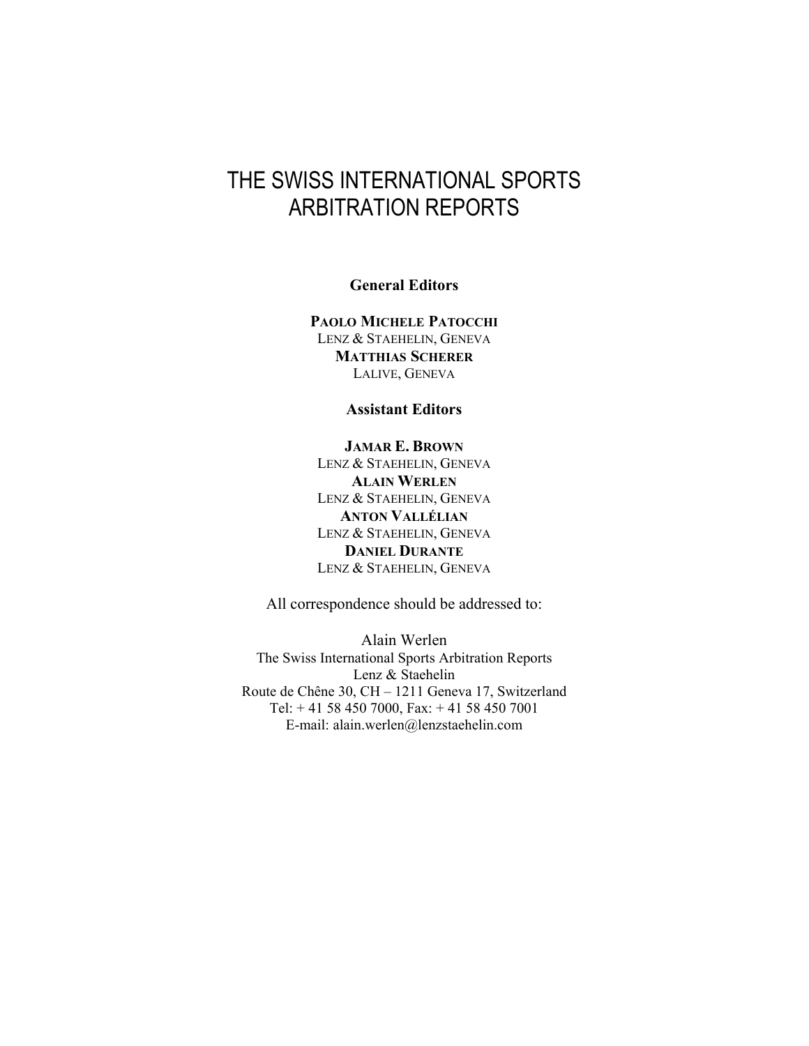# THE SWISS INTERNATIONAL SPORTS ARBITRATION REPORTS

**General Editors**

**PAOLO MICHELE PATOCCHI**
LENZ & STAEHELIN, GENEVA
**MATTHIAS SCHERER**
LALIVE, GENEVA

**Assistant Editors**

**JAMAR E. BROWN**
LENZ & STAEHELIN, GENEVA
**ALAIN WERLEN**
LENZ & STAEHELIN, GENEVA
**ANTON VALLÉLIAN**
LENZ & STAEHELIN, GENEVA
**DANIEL DURANTE**
LENZ & STAEHELIN, GENEVA

All correspondence should be addressed to:

Alain Werlen
The Swiss International Sports Arbitration Reports
Lenz & Staehelin
Route de Chêne 30, CH – 1211 Geneva 17, Switzerland
Tel: + 41 58 450 7000, Fax: + 41 58 450 7001
E-mail: alain.werlen@lenzstaehelin.com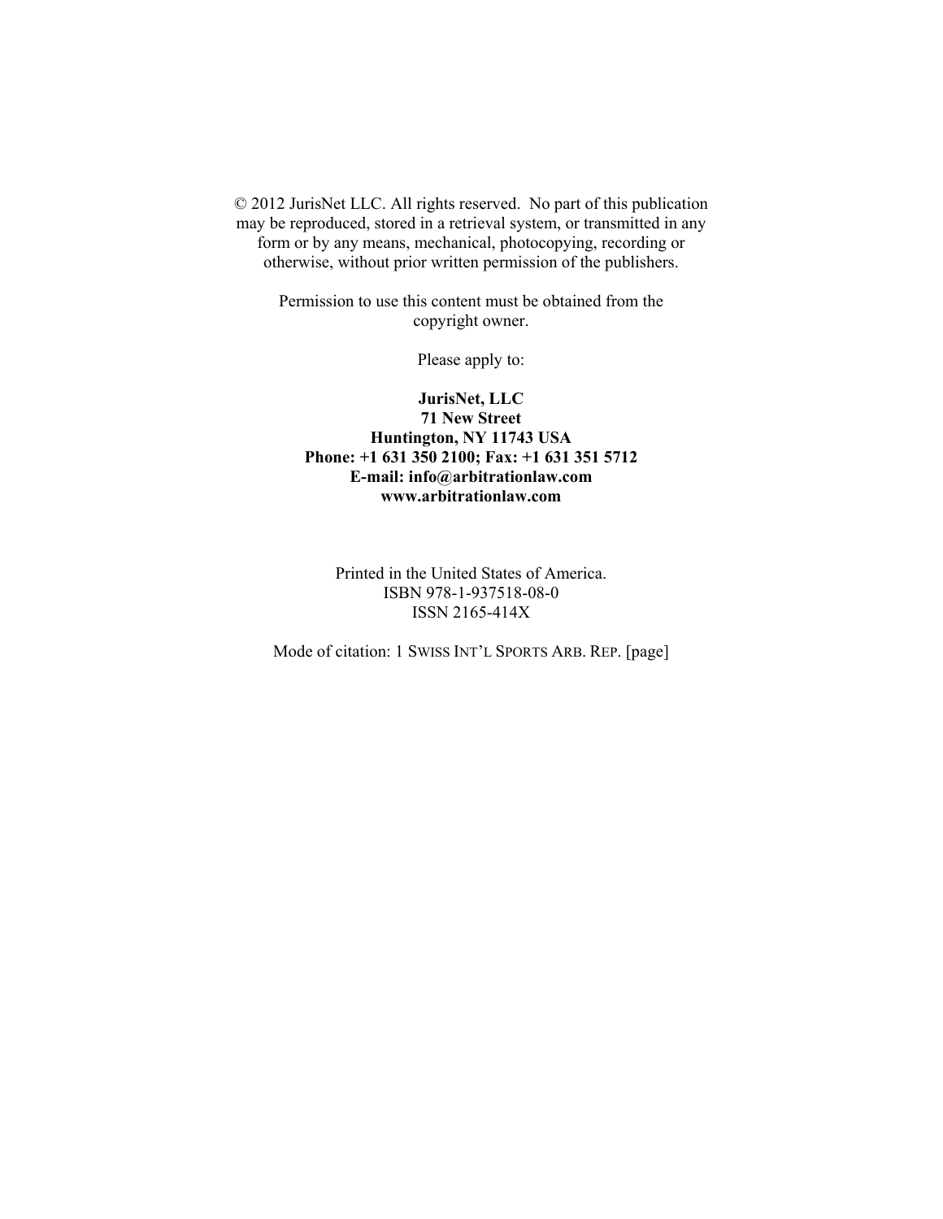© 2012 JurisNet LLC. All rights reserved. No part of this publication may be reproduced, stored in a retrieval system, or transmitted in any form or by any means, mechanical, photocopying, recording or otherwise, without prior written permission of the publishers.

Permission to use this content must be obtained from the copyright owner.

Please apply to:

**JurisNet, LLC**
**71 New Street**
**Huntington, NY 11743 USA**
**Phone: +1 631 350 2100; Fax: +1 631 351 5712**
**E-mail: info@arbitrationlaw.com**
**www.arbitrationlaw.com**

Printed in the United States of America.
ISBN 978-1-937518-08-0
ISSN 2165-414X

Mode of citation: 1 SWISS INT'L SPORTS ARB. REP. [page]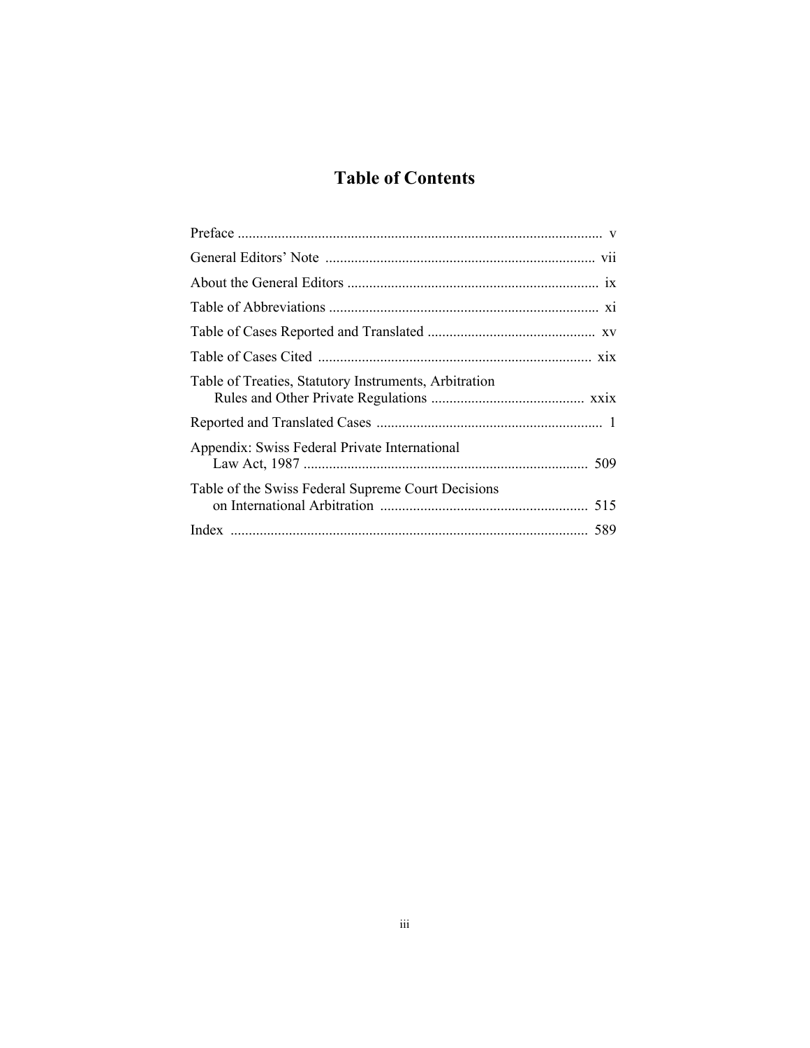# Table of Contents

Preface .................................................................................................. v

General Editors' Note ......................................................................... vii

About the General Editors ................................................................... ix

Table of Abbreviations ......................................................................... xi

Table of Cases Reported and Translated ............................................ xv

Table of Cases Cited .......................................................................... xix

Table of Treaties, Statutory Instruments, Arbitration Rules and Other Private Regulations ......................................... xxix

Reported and Translated Cases ............................................................ 1

Appendix: Swiss Federal Private International Law Act, 1987 ............................................................................ 509

Table of the Swiss Federal Supreme Court Decisions on International Arbitration ....................................................... 515

Index ................................................................................................ 589